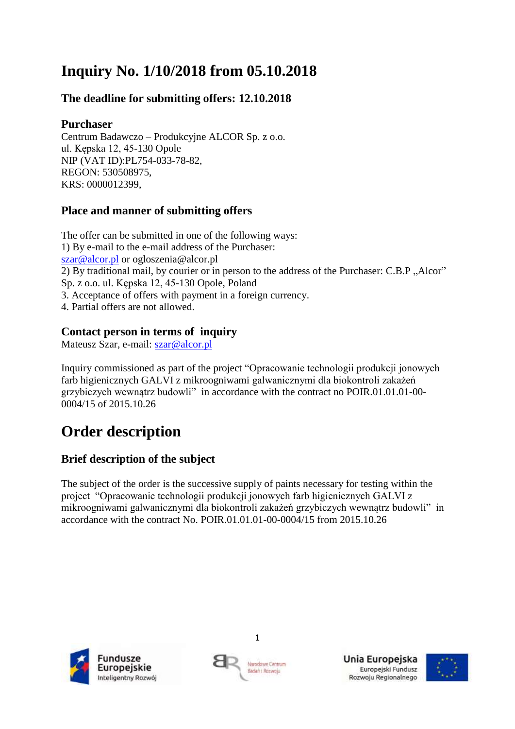# Inquiry No. 1/10/2018 from 05.10.2018

### The deadline for submitting offers: 12.10.2018

### Purchaser

Centrum Badawczo – Produkcyjne ALCOR Sp. z o.o.
ul. Kępska 12, 45-130 Opole
NIP (VAT ID):PL754-033-78-82,
REGON: 530508975,
KRS: 0000012399,

### Place and manner of submitting offers

The offer can be submitted in one of the following ways:
1) By e-mail to the e-mail address of the Purchaser:
szar@alcor.pl or ogloszenia@alcor.pl
2) By traditional mail, by courier or in person to the address of the Purchaser: C.B.P „Alcor" Sp. z o.o. ul. Kępska 12, 45-130 Opole, Poland
3. Acceptance of offers with payment in a foreign currency.
4. Partial offers are not allowed.

### Contact person in terms of inquiry

Mateusz Szar, e-mail: szar@alcor.pl

Inquiry commissioned as part of the project "Opracowanie technologii produkcji jonowych farb higienicznych GALVI z mikroogniwami galwanicznymi dla biokontroli zakażeń grzybiczych wewnątrz budowli" in accordance with the contract no POIR.01.01.01-00-0004/15 of 2015.10.26

# Order description

### Brief description of the subject

The subject of the order is the successive supply of paints necessary for testing within the project "Opracowanie technologii produkcji jonowych farb higienicznych GALVI z mikroogniwami galwanicznymi dla biokontroli zakażeń grzybiczych wewnątrz budowli" in accordance with the contract No. POIR.01.01.01-00-0004/15 from 2015.10.26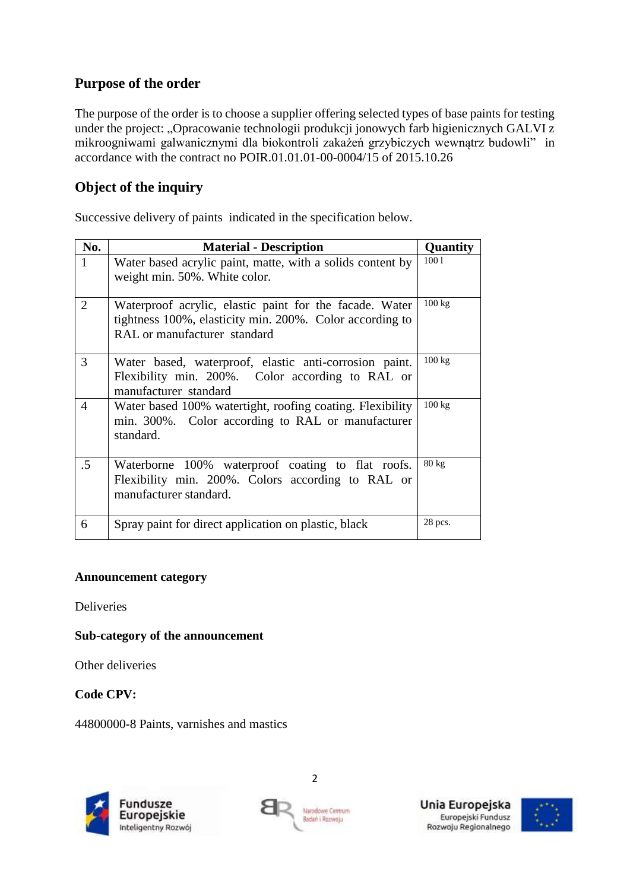## Purpose of the order

The purpose of the order is to choose a supplier offering selected types of base paints for testing under the project: „Opracowanie technologii produkcji jonowych farb higienicznych GALVI z mikroogniwami galwanicznymi dla biokontroli zakażeń grzybiczych wewnątrz budowli" in accordance with the contract no POIR.01.01.01-00-0004/15 of 2015.10.26

## Object of the inquiry

Successive delivery of paints indicated in the specification below.

| No. | Material - Description | Quantity |
|---|---|---|
| 1 | Water based acrylic paint, matte, with a solids content by weight min. 50%. White color. | 100 l |
| 2 | Waterproof acrylic, elastic paint for the facade. Water tightness 100%, elasticity min. 200%. Color according to RAL or manufacturer standard | 100 kg |
| 3 | Water based, waterproof, elastic anti-corrosion paint. Flexibility min. 200%. Color according to RAL or manufacturer standard | 100 kg |
| 4 | Water based 100% watertight, roofing coating. Flexibility min. 300%. Color according to RAL or manufacturer standard. | 100 kg |
| .5 | Waterborne 100% waterproof coating to flat roofs. Flexibility min. 200%. Colors according to RAL or manufacturer standard. | 80 kg |
| 6 | Spray paint for direct application on plastic, black | 28 pcs. |

**Announcement category**

Deliveries

**Sub-category of the announcement**

Other deliveries

**Code CPV:**

44800000-8 Paints, varnishes and mastics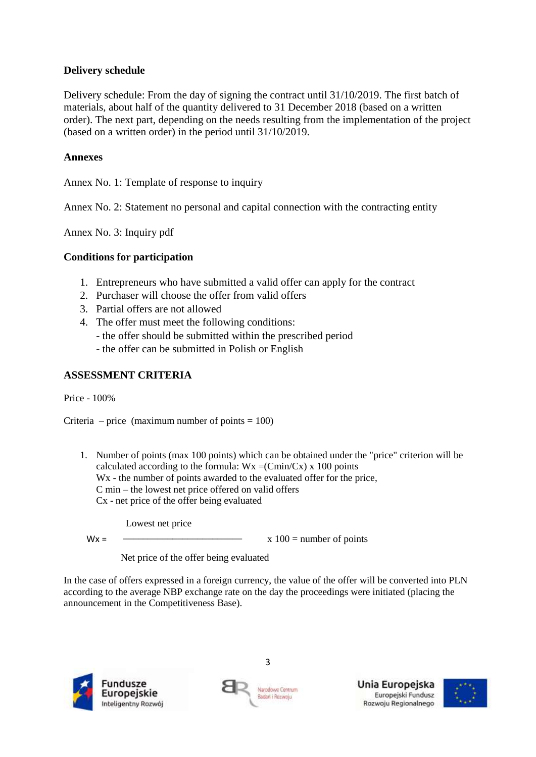**Delivery schedule**

Delivery schedule: From the day of signing the contract until 31/10/2019. The first batch of materials, about half of the quantity delivered to 31 December 2018 (based on a written order). The next part, depending on the needs resulting from the implementation of the project (based on a written order) in the period until 31/10/2019.

**Annexes**

Annex No. 1: Template of response to inquiry

Annex No. 2: Statement no personal and capital connection with the contracting entity

Annex No. 3: Inquiry pdf

**Conditions for participation**

1. Entrepreneurs who have submitted a valid offer can apply for the contract
2. Purchaser will choose the offer from valid offers
3. Partial offers are not allowed
4. The offer must meet the following conditions:
   - the offer should be submitted within the prescribed period
   - the offer can be submitted in Polish or English

**ASSESSMENT CRITERIA**

Price - 100%

Criteria – price (maximum number of points = 100)

1. Number of points (max 100 points) which can be obtained under the "price" criterion will be calculated according to the formula: $Wx = (Cmin/Cx) \times 100$ points
   Wx - the number of points awarded to the evaluated offer for the price,
   C min – the lowest net price offered on valid offers
   Cx - net price of the offer being evaluated

$$Wx = \frac{\text{Lowest net price}}{\text{Net price of the offer being evaluated}} \times 100 = \text{number of points}$$

In the case of offers expressed in a foreign currency, the value of the offer will be converted into PLN according to the average NBP exchange rate on the day the proceedings were initiated (placing the announcement in the Competitiveness Base).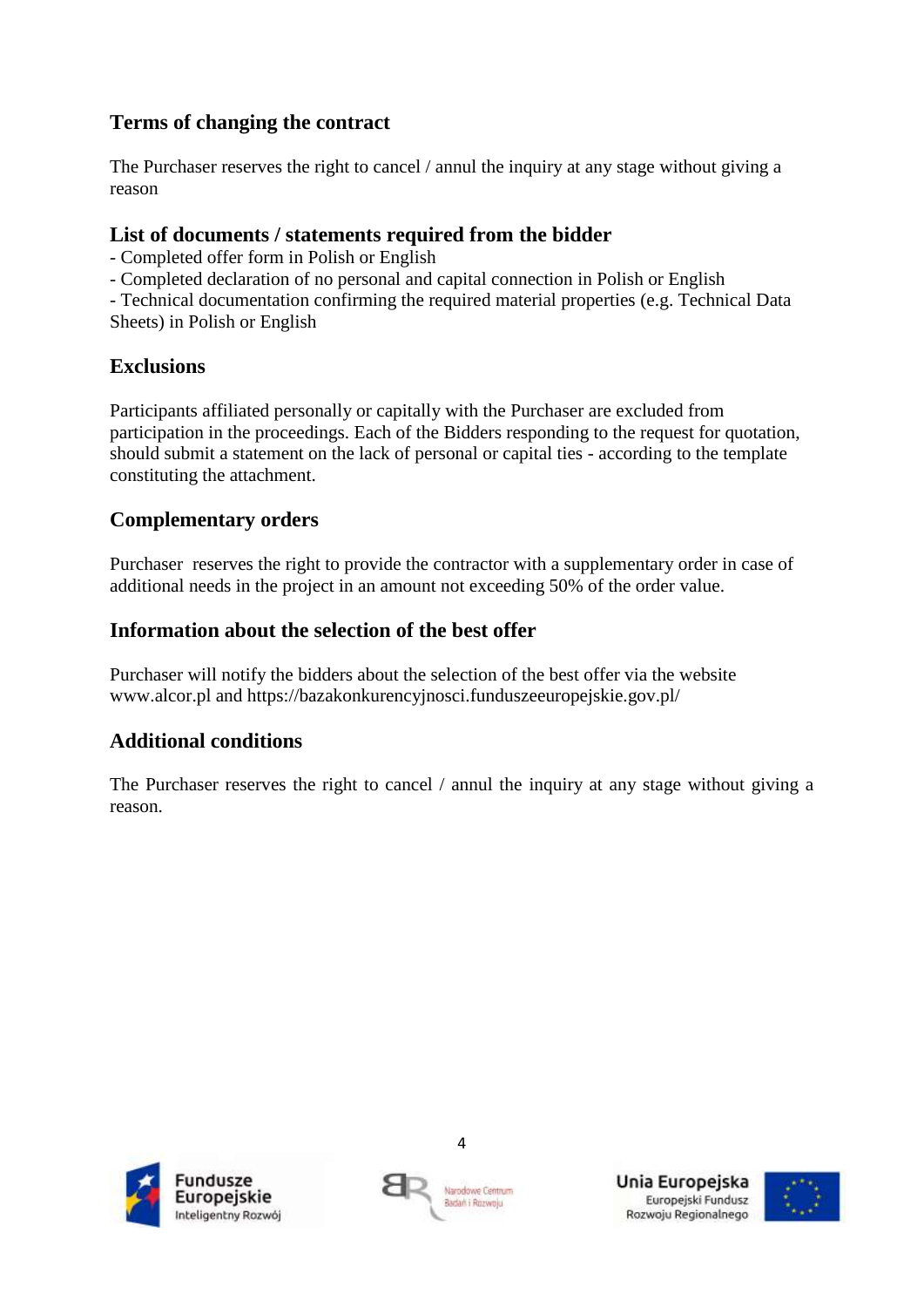## Terms of changing the contract

The Purchaser reserves the right to cancel / annul the inquiry at any stage without giving a reason

## List of documents / statements required from the bidder

- Completed offer form in Polish or English
- Completed declaration of no personal and capital connection in Polish or English
- Technical documentation confirming the required material properties (e.g. Technical Data Sheets) in Polish or English

## Exclusions

Participants affiliated personally or capitally with the Purchaser are excluded from participation in the proceedings. Each of the Bidders responding to the request for quotation, should submit a statement on the lack of personal or capital ties - according to the template constituting the attachment.

## Complementary orders

Purchaser reserves the right to provide the contractor with a supplementary order in case of additional needs in the project in an amount not exceeding 50% of the order value.

## Information about the selection of the best offer

Purchaser will notify the bidders about the selection of the best offer via the website www.alcor.pl and https://bazakonkurencyjnosci.funduszeeuropejskie.gov.pl/

## Additional conditions

The Purchaser reserves the right to cancel / annul the inquiry at any stage without giving a reason.